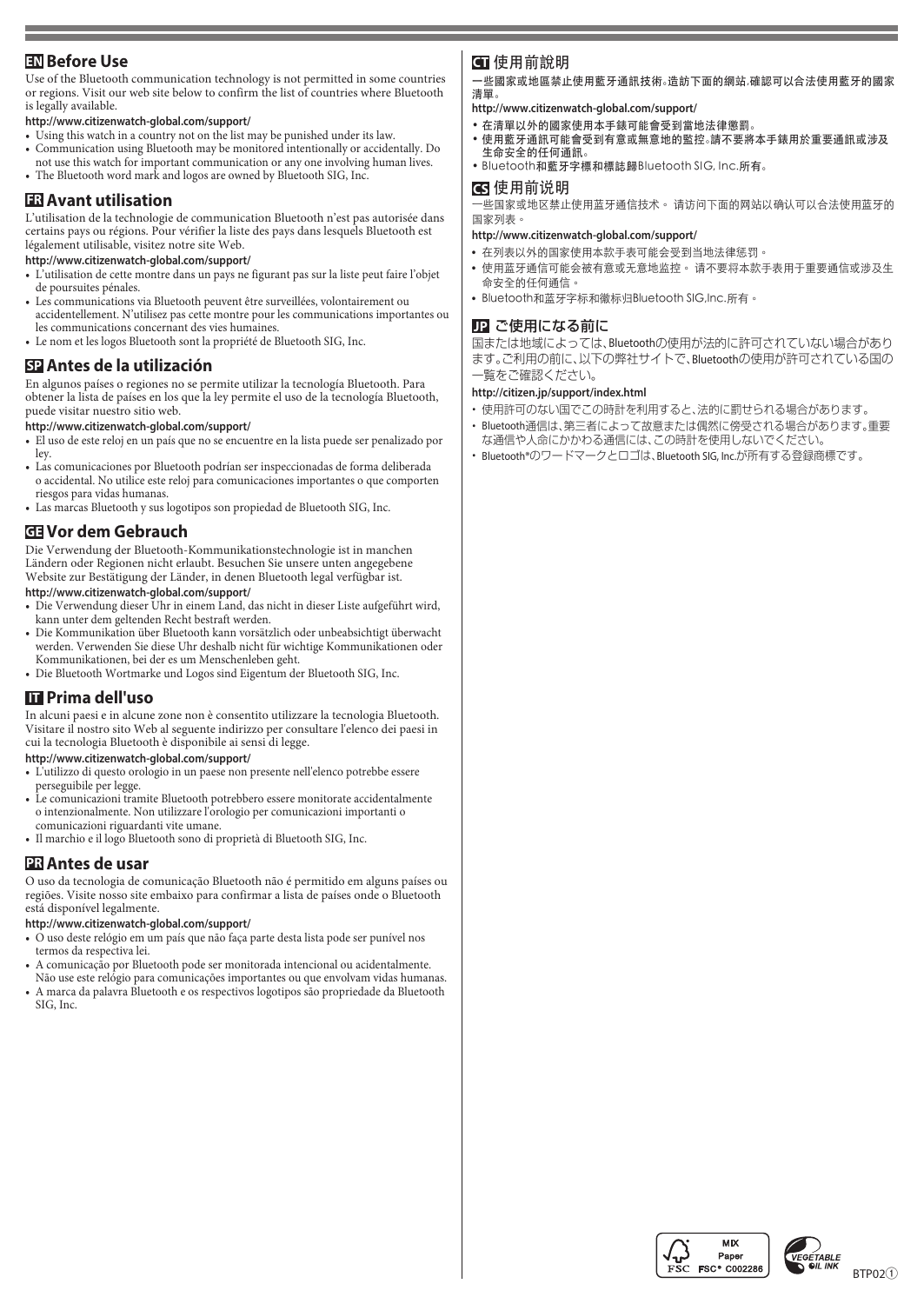## EN Before Use

Use of the Bluetooth communication technology is not permitted in some countries or regions. Visit our web site below to confirm the list of countries where Bluetooth is legally available.

**http://www.citizenwatch-global.com/support/**

- Using this watch in a country not on the list may be punished under its law.
- Communication using Bluetooth may be monitored intentionally or accidentally. Do not use this watch for important communication or any one involving human lives.
- The Bluetooth word mark and logos are owned by Bluetooth SIG, Inc.

## FR Avant utilisation

L'utilisation de la technologie de communication Bluetooth n'est pas autorisée dans certains pays ou régions. Pour vérifier la liste des pays dans lesquels Bluetooth est légalement utilisable, visitez notre site Web.

**http://www.citizenwatch-global.com/support/**

- L'utilisation de cette montre dans un pays ne figurant pas sur la liste peut faire l'objet de poursuites pénales.
- Les communications via Bluetooth peuvent être surveillées, volontairement ou accidentellement. N'utilisez pas cette montre pour les communications importantes ou les communications concernant des vies humaines.
- Le nom et les logos Bluetooth sont la propriété de Bluetooth SIG, Inc.

## SP Antes de la utilización

En algunos países o regiones no se permite utilizar la tecnología Bluetooth. Para obtener la lista de países en los que la ley permite el uso de la tecnología Bluetooth, puede visitar nuestro sitio web.

**http://www.citizenwatch-global.com/support/**

- El uso de este reloj en un país que no se encuentre en la lista puede ser penalizado por ley.
- Las comunicaciones por Bluetooth podrían ser inspeccionadas de forma deliberada o accidental. No utilice este reloj para comunicaciones importantes o que comporten riesgos para vidas humanas.
- Las marcas Bluetooth y sus logotipos son propiedad de Bluetooth SIG, Inc.

## GE Vor dem Gebrauch

Die Verwendung der Bluetooth-Kommunikationstechnologie ist in manchen Ländern oder Regionen nicht erlaubt. Besuchen Sie unsere unten angegebene Website zur Bestätigung der Länder, in denen Bluetooth legal verfügbar ist.

**http://www.citizenwatch-global.com/support/**

- Die Verwendung dieser Uhr in einem Land, das nicht in dieser Liste aufgeführt wird, kann unter dem geltenden Recht bestraft werden.
- Die Kommunikation über Bluetooth kann vorsätzlich oder unbeabsichtigt überwacht werden. Verwenden Sie diese Uhr deshalb nicht für wichtige Kommunikationen oder Kommunikationen, bei der es um Menschenleben geht.
- Die Bluetooth Wortmarke und Logos sind Eigentum der Bluetooth SIG, Inc.

## IT Prima dell'uso

In alcuni paesi e in alcune zone non è consentito utilizzare la tecnologia Bluetooth. Visitare il nostro sito Web al seguente indirizzo per consultare l'elenco dei paesi in cui la tecnologia Bluetooth è disponibile ai sensi di legge.

**http://www.citizenwatch-global.com/support/**

- L'utilizzo di questo orologio in un paese non presente nell'elenco potrebbe essere perseguibile per legge.
- Le comunicazioni tramite Bluetooth potrebbero essere monitorate accidentalmente o intenzionalmente. Non utilizzare l'orologio per comunicazioni importanti o comunicazioni riguardanti vite umane.
- Il marchio e il logo Bluetooth sono di proprietà di Bluetooth SIG, Inc.

## PR Antes de usar

O uso da tecnologia de comunicação Bluetooth não é permitido em alguns países ou regiões. Visite nosso site embaixo para confirmar a lista de países onde o Bluetooth está disponível legalmente.

**http://www.citizenwatch-global.com/support/**

- O uso deste relógio em um país que não faça parte desta lista pode ser punível nos termos da respectiva lei.
- A comunicação por Bluetooth pode ser monitorada intencional ou acidentalmente. Não use este relógio para comunicações importantes ou que envolvam vidas humanas.
- A marca da palavra Bluetooth e os respectivos logotipos são propriedade da Bluetooth SIG, Inc.

## CT 使用前說明

一些國家或地區禁止使用藍牙通訊技術。造訪下面的網站，確認可以合法使用藍牙的國家清單。

**http://www.citizenwatch-global.com/support/**

- 在清單以外的國家使用本手錶可能會受到當地法律懲罰。
- 使用藍牙通訊可能會受到有意或無意地的監控。請不要將本手錶用於重要通訊或涉及生命安全的任何通訊。
- Bluetooth和藍牙字標和標誌歸Bluetooth SIG, Inc.所有。

## CS 使用前说明

一些国家或地区禁止使用蓝牙通信技术。 请访问下面的网站以确认可以合法使用蓝牙的国家列表。

**http://www.citizenwatch-global.com/support/**

- 在列表以外的国家使用本款手表可能会受到当地法律惩罚。
- 使用蓝牙通信可能会被有意或无意地监控。 请不要将本款手表用于重要通信或涉及生命安全的任何通信。
- Bluetooth和蓝牙字标和徽标归Bluetooth SIG,Inc.所有。

## JP ご使用になる前に

国または地域によっては、Bluetoothの使用が法的に許可されていない場合があります。ご利用の前に、以下の弊社サイトで、Bluetoothの使用が許可されている国の一覧をご確認ください。

**http://citizen.jp/support/index.html**

- 使用許可のない国でこの時計を利用すると、法的に罰せられる場合があります。
- Bluetooth通信は、第三者によって故意または偶然に傍受される場合があります。重要な通信や人命にかかわる通信には、この時計を使用しないでください。
- Bluetooth®のワードマークとロゴは、Bluetooth SIG, Inc.が所有する登録商標です。

MIX Paper FSC® C002286

VEGETABLE OIL INK

BTP02①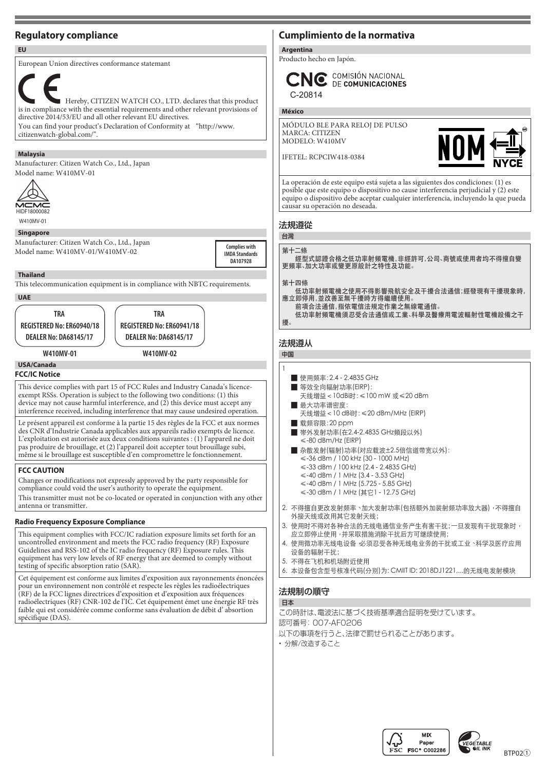## Regulatory compliance

**EU**

European Union directives conformance statemant

Hereby, CITIZEN WATCH CO., LTD. declares that this product is in compliance with the essential requirements and other relevant provisions of directive 2014/53/EU and all other relevant EU directives.
You can find your product's Declaration of Conformity at "http://www.citizenwatch-global.com/".

**Malaysia**

Manufacturer: Citizen Watch Co., Ltd., Japan
Model name: W410MV-01

HIDF18000082
W410MV-01

**Singapore**

Manufacturer: Citizen Watch Co., Ltd., Japan
Model name: W410MV-01/W410MV-02

Complies with IMDA Standards DA107928

**Thailand**

This telecommunication equipment is in compliance with NBTC requirements.

**UAE**

| W410MV-01 | W410MV-02 |
|---|---|
| TRA<br>REGISTERED No: ER60940/18<br>DEALER No: DA68145/17 | TRA<br>REGISTERED No: ER60941/18<br>DEALER No: DA68145/17 |

**USA/Canada**

**FCC/IC Notice**

This device complies with part 15 of FCC Rules and Industry Canada's licence-exempt RSSs. Operation is subject to the following two conditions: (1) this device may not cause harmful interference, and (2) this device must accept any interference received, including interference that may cause undesired operation.

Le présent appareil est conforme à la partie 15 des règles de la FCC et aux normes des CNR d'Industrie Canada applicables aux appareils radio exempts de licence. L'exploitation est autorisée aux deux conditions suivantes : (1) l'appareil ne doit pas produire de brouillage, et (2) l'appareil doit accepter tout brouillage subi, même si le brouillage est susceptible d'en compromettre le fonctionnement.

**FCC CAUTION**

Changes or modifications not expressly approved by the party responsible for compliance could void the user's authority to operate the equipment.
This transmitter must not be co-located or operated in conjunction with any other antenna or transmitter.

**Radio Frequency Exposure Compliance**

This equipment complies with FCC/IC radiation exposure limits set forth for an uncontrolled environment and meets the FCC radio frequency (RF) Exposure Guidelines and RSS-102 of the IC radio frequency (RF) Exposure rules. This equipment has very low levels of RF energy that are deemed to comply without testing of specific absorption ratio (SAR).

Cet équipement est conforme aux limites d'exposition aux rayonnements énoncées pour un environnement non contrôlé et respecte les règles les radioélectriques (RF) de la FCC lignes directrices d'exposition et d'exposition aux fréquences radioélectriques (RF) CNR-102 de l'IC. Cet équipement émet une énergie RF très faible qui est considérée comme conforme sans évaluation de débit d' absortion spécifique (DAS).

## Cumplimiento de la normativa

**Argentina**

Producto hecho en Japón.

CNC COMISIÓN NACIONAL DE COMUNICACIONES
C-20814

**México**

MÓDULO BLE PARA RELOJ DE PULSO
MARCA: CITIZEN
MODELO: W410MV

IFETEL: RCPCIW418-0384

NOM NYCE

La operación de este equipo está sujeta a las siguientes dos condiciones: (1) es posible que este equipo o dispositivo no cause interferencia perjudicial y (2) este equipo o dispositivo debe aceptar cualquier interferencia, incluyendo la que pueda causar su operación no deseada.

## 法規遵從

**台灣**

第十二條
經型式認證合格之低功率射頻電機,非經許可,公司、商號或使用者均不得擅自變更頻率、加大功率或變更原設計之特性及功能。

第十四條
低功率射頻電機之使用不得影響飛航安全及干擾合法通信;經發現有干擾現象時,應立即停用,並改善至無干擾時方得繼續使用。
前項合法通信,指依電信法規定作業之無線電通信。
低功率射頻電機須忍受合法通信或工業、科學及醫療用電波輻射性電機設備之干擾。

## 法規遵从

**中国**

1
- 使用频率:2.4 - 2.4835 GHz
- 等效全向辐射功率(EIRP):
  天线增益<10dBi时:≤100 mW 或≤20 dBm
- 最大功率谱密度:
  天线增益<10 dBi时:≤20 dBm/MHz (EIRP)
- 载频容限:20 ppm
- 带外发射功率(在2.4-2.4835 GHz頻段以外)
  ≤-80 dBm/Hz (EIRP)
- 杂散发射(辐射)功率(对应载波±2.5倍信道带宽以外):
  ≤-36 dBm / 100 kHz (30 - 1000 MHz)
  ≤-33 dBm / 100 kHz (2.4 - 2.4835 GHz)
  ≤-40 dBm / 1 MHz (3.4 - 3.53 GHz)
  ≤-40 dBm / 1 MHz (5.725 - 5.85 GHz)
  ≤-30 dBm / 1 MHz (其它1 - 12.75 GHz)

2. 不得擅自更改发射频率、加大发射功率(包括额外加装射频功率放大器),不得擅自外接天线或改用其它发射天线;
3. 使用时不得对各种合法的无线电通信业务产生有害干扰;一旦发现有干扰现象时,应立即停止使用,并采取措施消除干扰后方可继续使用;
4. 使用微功率无线电设备 必须忍受各种无线电业务的干扰或工业、科学及医疗应用设备的辐射干扰;
5. 不得在飞机和机场附近使用
6. 本设备包含型号核准代码(分别)为: CMIIT ID: 2018DJ1221,...的无线电发射模块

## 法規制の順守

**日本**

この時計は、電波法に基づく技術基準適合証明を受けています。
認可番号: 007-AF0206
以下の事項を行うと、法律で罰せられることがあります。
- 分解/改造すること

MIX Paper FSC FSC® C002286
VEGETABLE OIL INK
BTP02①